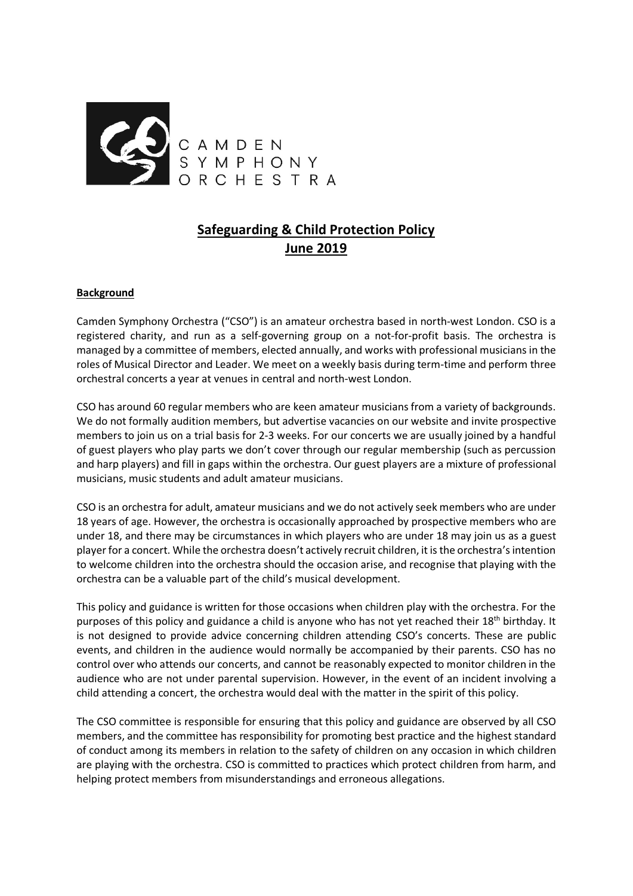CAMDEN SYMPHONY ORCHESTRA

# Safeguarding & Child Protection Policy
# June 2019

## Background

Camden Symphony Orchestra ("CSO") is an amateur orchestra based in north-west London. CSO is a registered charity, and run as a self-governing group on a not-for-profit basis. The orchestra is managed by a committee of members, elected annually, and works with professional musicians in the roles of Musical Director and Leader. We meet on a weekly basis during term-time and perform three orchestral concerts a year at venues in central and north-west London.

CSO has around 60 regular members who are keen amateur musicians from a variety of backgrounds. We do not formally audition members, but advertise vacancies on our website and invite prospective members to join us on a trial basis for 2-3 weeks. For our concerts we are usually joined by a handful of guest players who play parts we don't cover through our regular membership (such as percussion and harp players) and fill in gaps within the orchestra. Our guest players are a mixture of professional musicians, music students and adult amateur musicians.

CSO is an orchestra for adult, amateur musicians and we do not actively seek members who are under 18 years of age. However, the orchestra is occasionally approached by prospective members who are under 18, and there may be circumstances in which players who are under 18 may join us as a guest player for a concert. While the orchestra doesn't actively recruit children, it is the orchestra's intention to welcome children into the orchestra should the occasion arise, and recognise that playing with the orchestra can be a valuable part of the child's musical development.

This policy and guidance is written for those occasions when children play with the orchestra. For the purposes of this policy and guidance a child is anyone who has not yet reached their 18th birthday. It is not designed to provide advice concerning children attending CSO's concerts. These are public events, and children in the audience would normally be accompanied by their parents. CSO has no control over who attends our concerts, and cannot be reasonably expected to monitor children in the audience who are not under parental supervision. However, in the event of an incident involving a child attending a concert, the orchestra would deal with the matter in the spirit of this policy.

The CSO committee is responsible for ensuring that this policy and guidance are observed by all CSO members, and the committee has responsibility for promoting best practice and the highest standard of conduct among its members in relation to the safety of children on any occasion in which children are playing with the orchestra. CSO is committed to practices which protect children from harm, and helping protect members from misunderstandings and erroneous allegations.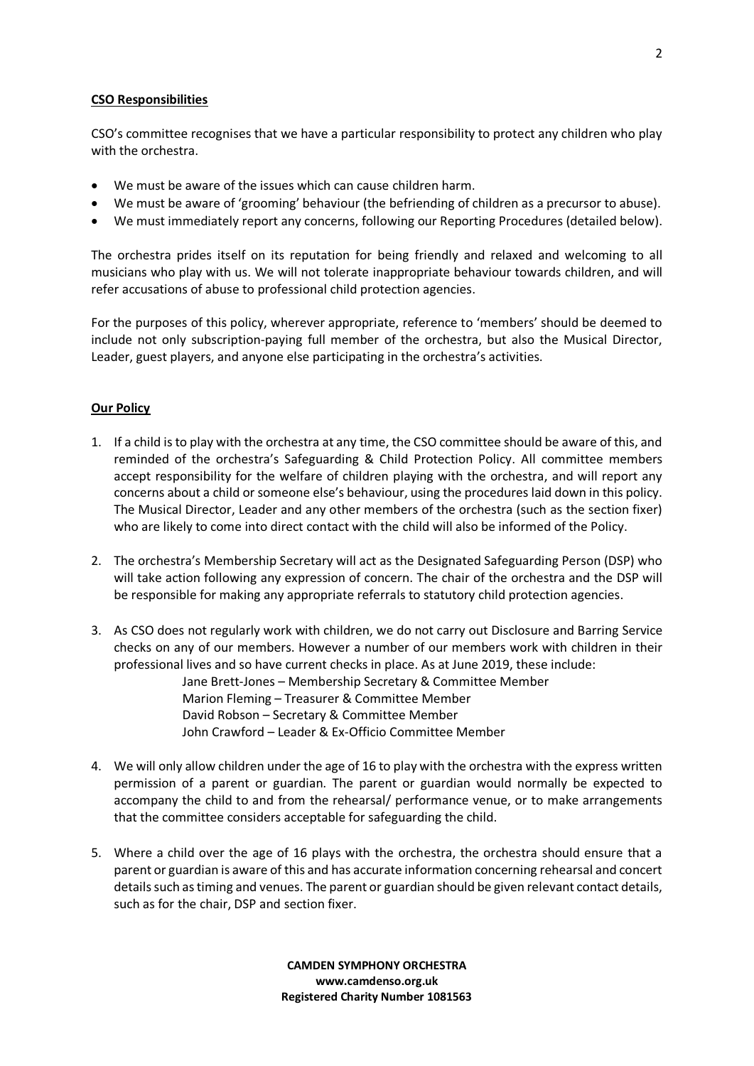**CSO Responsibilities**

CSO's committee recognises that we have a particular responsibility to protect any children who play with the orchestra.

- We must be aware of the issues which can cause children harm.
- We must be aware of 'grooming' behaviour (the befriending of children as a precursor to abuse).
- We must immediately report any concerns, following our Reporting Procedures (detailed below).

The orchestra prides itself on its reputation for being friendly and relaxed and welcoming to all musicians who play with us. We will not tolerate inappropriate behaviour towards children, and will refer accusations of abuse to professional child protection agencies.

For the purposes of this policy, wherever appropriate, reference to 'members' should be deemed to include not only subscription-paying full member of the orchestra, but also the Musical Director, Leader, guest players, and anyone else participating in the orchestra's activities.

**Our Policy**

1. If a child is to play with the orchestra at any time, the CSO committee should be aware of this, and reminded of the orchestra's Safeguarding & Child Protection Policy. All committee members accept responsibility for the welfare of children playing with the orchestra, and will report any concerns about a child or someone else's behaviour, using the procedures laid down in this policy. The Musical Director, Leader and any other members of the orchestra (such as the section fixer) who are likely to come into direct contact with the child will also be informed of the Policy.

2. The orchestra's Membership Secretary will act as the Designated Safeguarding Person (DSP) who will take action following any expression of concern. The chair of the orchestra and the DSP will be responsible for making any appropriate referrals to statutory child protection agencies.

3. As CSO does not regularly work with children, we do not carry out Disclosure and Barring Service checks on any of our members. However a number of our members work with children in their professional lives and so have current checks in place. As at June 2019, these include:
   Jane Brett-Jones – Membership Secretary & Committee Member
   Marion Fleming – Treasurer & Committee Member
   David Robson – Secretary & Committee Member
   John Crawford – Leader & Ex-Officio Committee Member

4. We will only allow children under the age of 16 to play with the orchestra with the express written permission of a parent or guardian. The parent or guardian would normally be expected to accompany the child to and from the rehearsal/ performance venue, or to make arrangements that the committee considers acceptable for safeguarding the child.

5. Where a child over the age of 16 plays with the orchestra, the orchestra should ensure that a parent or guardian is aware of this and has accurate information concerning rehearsal and concert details such as timing and venues. The parent or guardian should be given relevant contact details, such as for the chair, DSP and section fixer.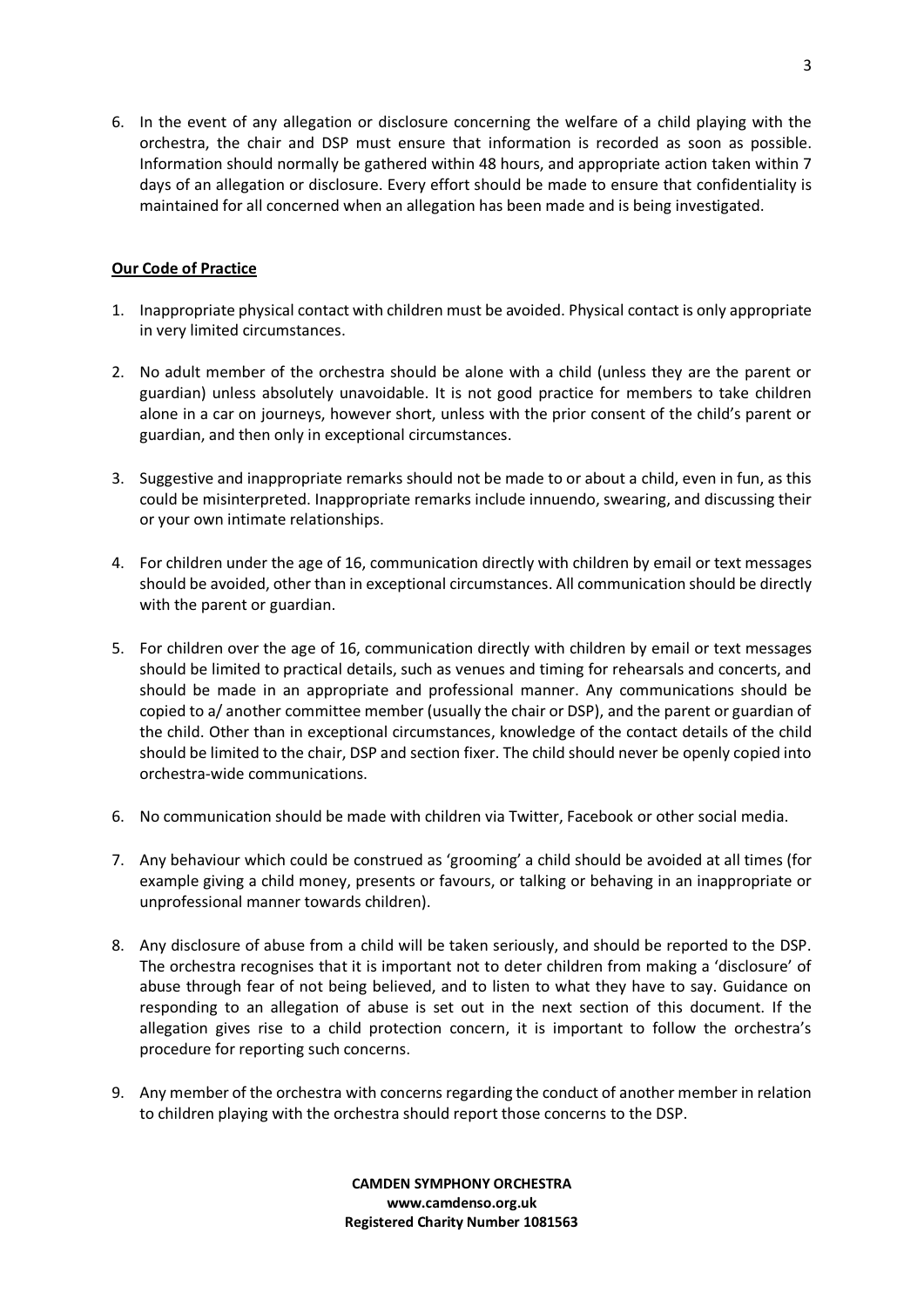6. In the event of any allegation or disclosure concerning the welfare of a child playing with the orchestra, the chair and DSP must ensure that information is recorded as soon as possible. Information should normally be gathered within 48 hours, and appropriate action taken within 7 days of an allegation or disclosure. Every effort should be made to ensure that confidentiality is maintained for all concerned when an allegation has been made and is being investigated.

**Our Code of Practice**

1. Inappropriate physical contact with children must be avoided. Physical contact is only appropriate in very limited circumstances.

2. No adult member of the orchestra should be alone with a child (unless they are the parent or guardian) unless absolutely unavoidable. It is not good practice for members to take children alone in a car on journeys, however short, unless with the prior consent of the child's parent or guardian, and then only in exceptional circumstances.

3. Suggestive and inappropriate remarks should not be made to or about a child, even in fun, as this could be misinterpreted. Inappropriate remarks include innuendo, swearing, and discussing their or your own intimate relationships.

4. For children under the age of 16, communication directly with children by email or text messages should be avoided, other than in exceptional circumstances. All communication should be directly with the parent or guardian.

5. For children over the age of 16, communication directly with children by email or text messages should be limited to practical details, such as venues and timing for rehearsals and concerts, and should be made in an appropriate and professional manner. Any communications should be copied to a/ another committee member (usually the chair or DSP), and the parent or guardian of the child. Other than in exceptional circumstances, knowledge of the contact details of the child should be limited to the chair, DSP and section fixer. The child should never be openly copied into orchestra-wide communications.

6. No communication should be made with children via Twitter, Facebook or other social media.

7. Any behaviour which could be construed as 'grooming' a child should be avoided at all times (for example giving a child money, presents or favours, or talking or behaving in an inappropriate or unprofessional manner towards children).

8. Any disclosure of abuse from a child will be taken seriously, and should be reported to the DSP. The orchestra recognises that it is important not to deter children from making a 'disclosure' of abuse through fear of not being believed, and to listen to what they have to say. Guidance on responding to an allegation of abuse is set out in the next section of this document. If the allegation gives rise to a child protection concern, it is important to follow the orchestra's procedure for reporting such concerns.

9. Any member of the orchestra with concerns regarding the conduct of another member in relation to children playing with the orchestra should report those concerns to the DSP.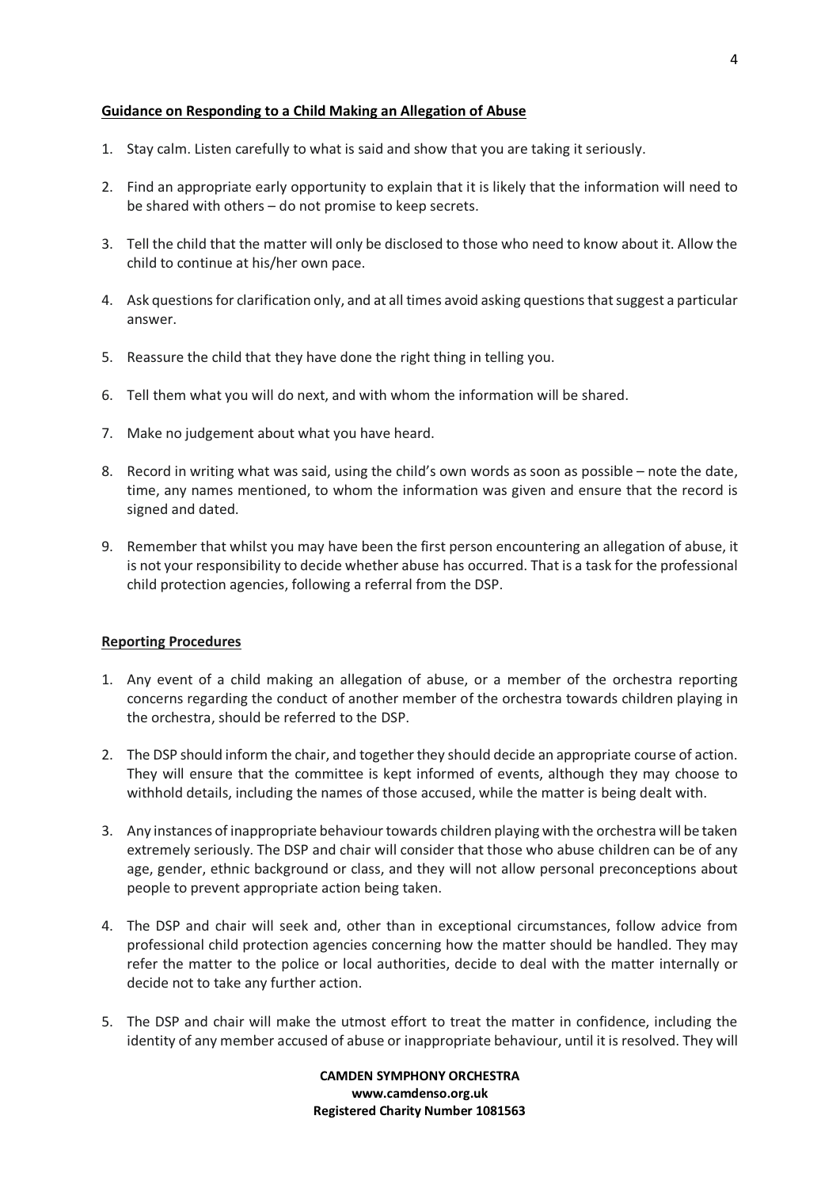**Guidance on Responding to a Child Making an Allegation of Abuse**

1. Stay calm. Listen carefully to what is said and show that you are taking it seriously.

2. Find an appropriate early opportunity to explain that it is likely that the information will need to be shared with others – do not promise to keep secrets.

3. Tell the child that the matter will only be disclosed to those who need to know about it. Allow the child to continue at his/her own pace.

4. Ask questions for clarification only, and at all times avoid asking questions that suggest a particular answer.

5. Reassure the child that they have done the right thing in telling you.

6. Tell them what you will do next, and with whom the information will be shared.

7. Make no judgement about what you have heard.

8. Record in writing what was said, using the child's own words as soon as possible – note the date, time, any names mentioned, to whom the information was given and ensure that the record is signed and dated.

9. Remember that whilst you may have been the first person encountering an allegation of abuse, it is not your responsibility to decide whether abuse has occurred. That is a task for the professional child protection agencies, following a referral from the DSP.

**Reporting Procedures**

1. Any event of a child making an allegation of abuse, or a member of the orchestra reporting concerns regarding the conduct of another member of the orchestra towards children playing in the orchestra, should be referred to the DSP.

2. The DSP should inform the chair, and together they should decide an appropriate course of action. They will ensure that the committee is kept informed of events, although they may choose to withhold details, including the names of those accused, while the matter is being dealt with.

3. Any instances of inappropriate behaviour towards children playing with the orchestra will be taken extremely seriously. The DSP and chair will consider that those who abuse children can be of any age, gender, ethnic background or class, and they will not allow personal preconceptions about people to prevent appropriate action being taken.

4. The DSP and chair will seek and, other than in exceptional circumstances, follow advice from professional child protection agencies concerning how the matter should be handled. They may refer the matter to the police or local authorities, decide to deal with the matter internally or decide not to take any further action.

5. The DSP and chair will make the utmost effort to treat the matter in confidence, including the identity of any member accused of abuse or inappropriate behaviour, until it is resolved. They will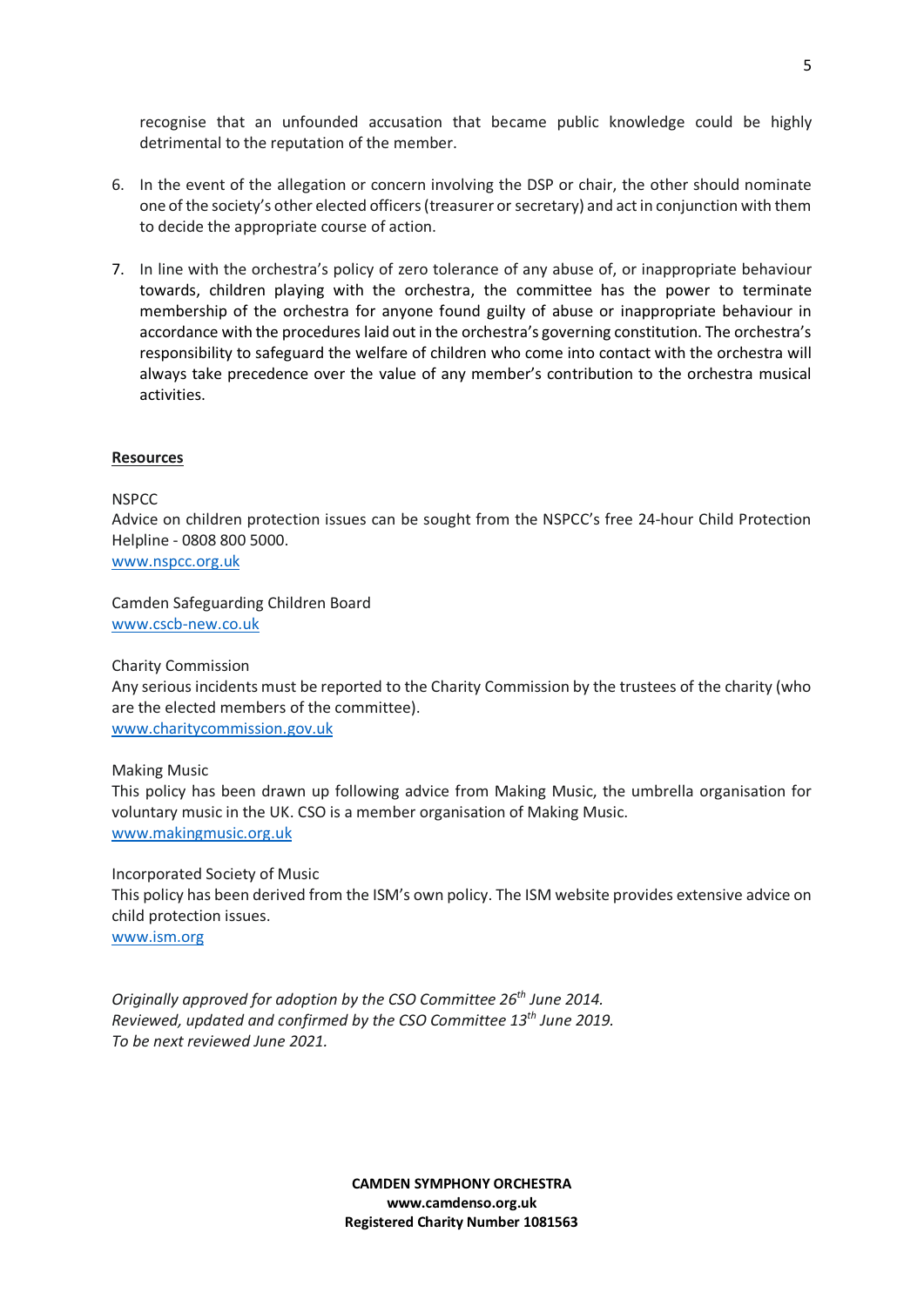recognise that an unfounded accusation that became public knowledge could be highly detrimental to the reputation of the member.

6. In the event of the allegation or concern involving the DSP or chair, the other should nominate one of the society's other elected officers (treasurer or secretary) and act in conjunction with them to decide the appropriate course of action.

7. In line with the orchestra's policy of zero tolerance of any abuse of, or inappropriate behaviour towards, children playing with the orchestra, the committee has the power to terminate membership of the orchestra for anyone found guilty of abuse or inappropriate behaviour in accordance with the procedures laid out in the orchestra's governing constitution. The orchestra's responsibility to safeguard the welfare of children who come into contact with the orchestra will always take precedence over the value of any member's contribution to the orchestra musical activities.

**Resources**

NSPCC
Advice on children protection issues can be sought from the NSPCC's free 24-hour Child Protection Helpline - 0808 800 5000.
www.nspcc.org.uk

Camden Safeguarding Children Board
www.cscb-new.co.uk

Charity Commission
Any serious incidents must be reported to the Charity Commission by the trustees of the charity (who are the elected members of the committee).
www.charitycommission.gov.uk

Making Music
This policy has been drawn up following advice from Making Music, the umbrella organisation for voluntary music in the UK. CSO is a member organisation of Making Music.
www.makingmusic.org.uk

Incorporated Society of Music
This policy has been derived from the ISM's own policy. The ISM website provides extensive advice on child protection issues.
www.ism.org

*Originally approved for adoption by the CSO Committee 26th June 2014.*
*Reviewed, updated and confirmed by the CSO Committee 13th June 2019.*
*To be next reviewed June 2021.*

**CAMDEN SYMPHONY ORCHESTRA**
**www.camdenso.org.uk**
**Registered Charity Number 1081563**